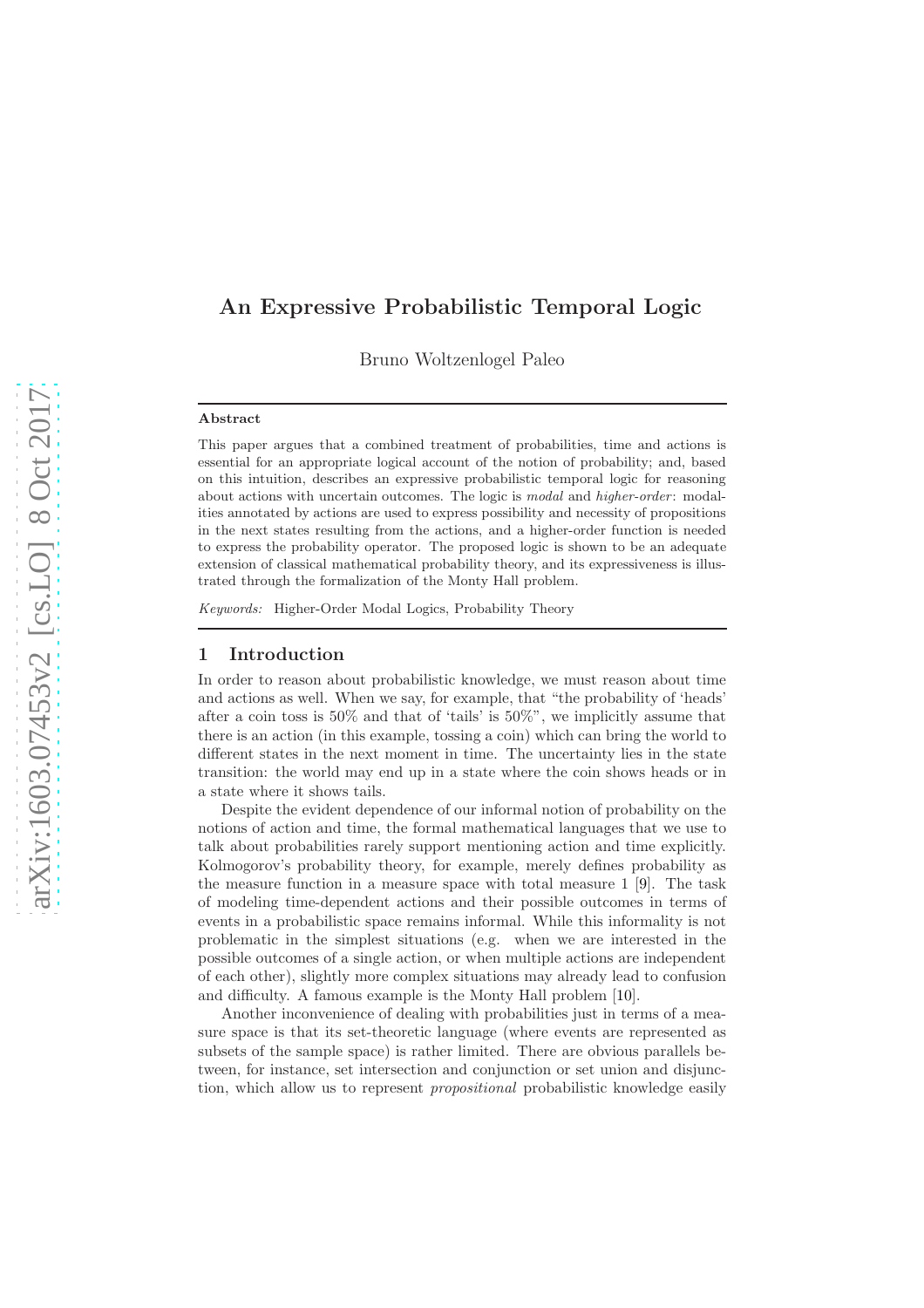# An Expressive Probabilistic Temporal Logic

Bruno Woltzenlogel Paleo

### Abstract

This paper argues that a combined treatment of probabilities, time and actions is essential for an appropriate logical account of the notion of probability; and, based on this intuition, describes an expressive probabilistic temporal logic for reasoning about actions with uncertain outcomes. The logic is *modal* and *higher-order*: modalities annotated by actions are used to express possibility and necessity of propositions in the next states resulting from the actions, and a higher-order function is needed to express the probability operator. The proposed logic is shown to be an adequate extension of classical mathematical probability theory, and its expressiveness is illustrated through the formalization of the Monty Hall problem.

*Keywords:* Higher-Order Modal Logics, Probability Theory

## 1 Introduction

In order to reason about probabilistic knowledge, we must reason about time and actions as well. When we say, for example, that "the probability of 'heads' after a coin toss is 50% and that of 'tails' is 50%", we implicitly assume that there is an action (in this example, tossing a coin) which can bring the world to different states in the next moment in time. The uncertainty lies in the state transition: the world may end up in a state where the coin shows heads or in a state where it shows tails.

Despite the evident dependence of our informal notion of probability on the notions of action and time, the formal mathematical languages that we use to talk about probabilities rarely support mentioning action and time explicitly. Kolmogorov's probability theory, for example, merely defines probability as the measure function in a measure space with total measure 1 [9]. The task of modeling time-dependent actions and their possible outcomes in terms of events in a probabilistic space remains informal. While this informality is not problematic in the simplest situations (e.g. when we are interested in the possible outcomes of a single action, or when multiple actions are independent of each other), slightly more complex situations may already lead to confusion and difficulty. A famous example is the Monty Hall problem [10].

Another inconvenience of dealing with probabilities just in terms of a measure space is that its set-theoretic language (where events are represented as subsets of the sample space) is rather limited. There are obvious parallels between, for instance, set intersection and conjunction or set union and disjunction, which allow us to represent *propositional* probabilistic knowledge easily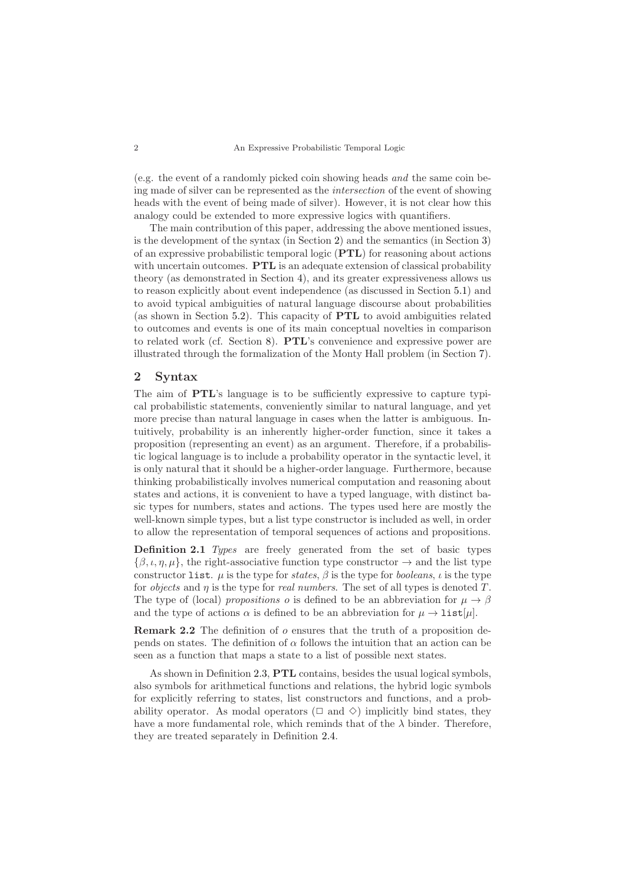(e.g. the event of a randomly picked coin showing heads *and* the same coin being made of silver can be represented as the *intersection* of the event of showing heads with the event of being made of silver). However, it is not clear how this analogy could be extended to more expressive logics with quantifiers.

The main contribution of this paper, addressing the above mentioned issues, is the development of the syntax (in Section 2) and the semantics (in Section 3) of an expressive probabilistic temporal logic (**PTL**) for reasoning about actions with uncertain outcomes. **PTL** is an adequate extension of classical probability theory (as demonstrated in Section 4), and its greater expressiveness allows us to reason explicitly about event independence (as discussed in Section 5.1) and to avoid typical ambiguities of natural language discourse about probabilities (as shown in Section 5.2). This capacity of **PTL** to avoid ambiguities related to outcomes and events is one of its main conceptual novelties in comparison to related work (cf. Section 8). **PTL**'s convenience and expressive power are illustrated through the formalization of the Monty Hall problem (in Section 7).

## 2 Syntax

The aim of **PTL**'s language is to be sufficiently expressive to capture typical probabilistic statements, conveniently similar to natural language, and yet more precise than natural language in cases when the latter is ambiguous. Intuitively, probability is an inherently higher-order function, since it takes a proposition (representing an event) as an argument. Therefore, if a probabilistic logical language is to include a probability operator in the syntactic level, it is only natural that it should be a higher-order language. Furthermore, because thinking probabilistically involves numerical computation and reasoning about states and actions, it is convenient to have a typed language, with distinct basic types for numbers, states and actions. The types used here are mostly the well-known simple types, but a list type constructor is included as well, in order to allow the representation of temporal sequences of actions and propositions.

**Definition 2.1** *Types* are freely generated from the set of basic types $\{\beta, \iota, \eta, \mu\}$, the right-associative function type constructor $\rightarrow$ and the list type constructor `list`. $\mu$ is the type for *states*, $\beta$ is the type for *booleans*, $\iota$ is the type for *objects* and $\eta$ is the type for *real numbers*. The set of all types is denoted $T$. The type of (local) *propositions* $o$ is defined to be an abbreviation for $\mu \rightarrow \beta$ and the type of actions $\alpha$ is defined to be an abbreviation for $\mu \rightarrow \texttt{list}[\mu]$.

**Remark 2.2** The definition of $o$ ensures that the truth of a proposition depends on states. The definition of $\alpha$ follows the intuition that an action can be seen as a function that maps a state to a list of possible next states.

As shown in Definition 2.3, **PTL** contains, besides the usual logical symbols, also symbols for arithmetical functions and relations, the hybrid logic symbols for explicitly referring to states, list constructors and functions, and a probability operator. As modal operators ($\Box$ and $\Diamond$) implicitly bind states, they have a more fundamental role, which reminds that of the $\lambda$ binder. Therefore, they are treated separately in Definition 2.4.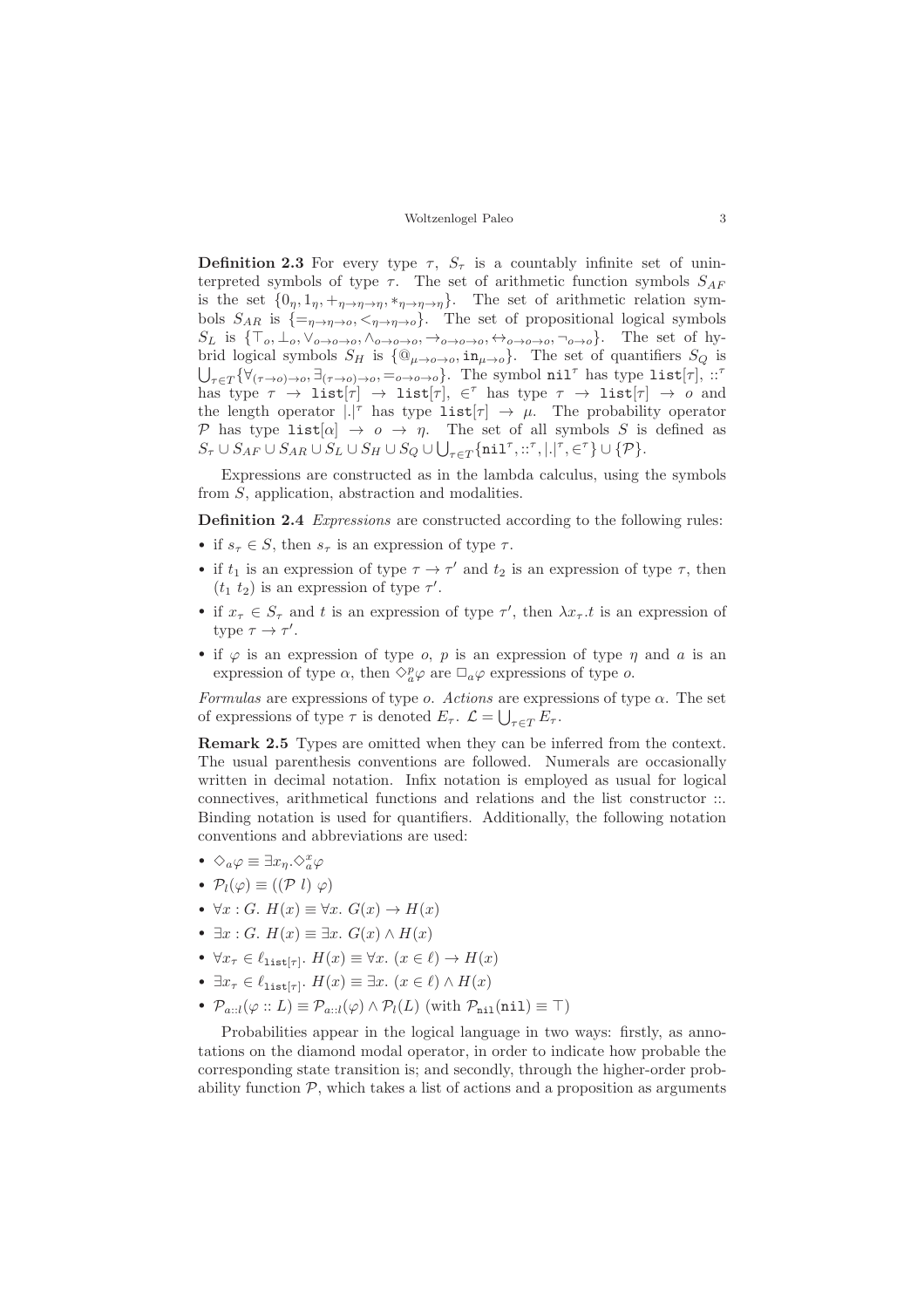**Definition 2.3** For every type $\tau$, $S_\tau$ is a countably infinite set of uninterpreted symbols of type $\tau$. The set of arithmetic function symbols $S_{AF}$ is the set $\{0_\eta, 1_\eta, +_{\eta\to\eta\to\eta}, *_{\eta\to\eta\to\eta}\}$. The set of arithmetic relation symbols $S_{AR}$ is $\{=_{\eta\to\eta\to o}, <_{\eta\to\eta\to o}\}$. The set of propositional logical symbols $S_L$ is $\{\top_o, \bot_o, \vee_{o\to o\to o}, \wedge_{o\to o\to o}, \to_{o\to o\to o}, \leftrightarrow_{o\to o\to o}, \neg_{o\to o}\}$. The set of hybrid logical symbols $S_H$ is $\{@_{\mu\to o\to o}, \mathtt{in}_{\mu\to o}\}$. The set of quantifiers $S_Q$ is $\bigcup_{\tau\in T}\{\forall_{(\tau\to o)\to o}, \exists_{(\tau\to o)\to o}, =_{o\to o\to o}\}$. The symbol $\mathtt{nil}^\tau$ has type $\mathtt{list}[\tau]$, $::^\tau$ has type $\tau \to \mathtt{list}[\tau] \to \mathtt{list}[\tau]$, $\in^\tau$ has type $\tau \to \mathtt{list}[\tau] \to o$ and the length operator $|.|^\tau$ has type $\mathtt{list}[\tau] \to \mu$. The probability operator $\mathcal{P}$ has type $\mathtt{list}[\alpha] \to o \to \eta$. The set of all symbols $S$ is defined as $S_\tau \cup S_{AF} \cup S_{AR} \cup S_L \cup S_H \cup S_Q \cup \bigcup_{\tau\in T}\{\mathtt{nil}^\tau, ::^\tau, |.|^\tau, \in^\tau\} \cup \{\mathcal{P}\}$.

Expressions are constructed as in the lambda calculus, using the symbols from $S$, application, abstraction and modalities.

**Definition 2.4** *Expressions* are constructed according to the following rules:

- if $s_\tau \in S$, then $s_\tau$ is an expression of type $\tau$.
- if $t_1$ is an expression of type $\tau \to \tau'$ and $t_2$ is an expression of type $\tau$, then $(t_1\ t_2)$ is an expression of type $\tau'$.
- if $x_\tau \in S_\tau$ and $t$ is an expression of type $\tau'$, then $\lambda x_\tau.t$ is an expression of type $\tau \to \tau'$.
- if $\varphi$ is an expression of type $o$, $p$ is an expression of type $\eta$ and $a$ is an expression of type $\alpha$, then $\diamond_a^p \varphi$ are $\Box_a \varphi$ expressions of type $o$.

*Formulas* are expressions of type $o$. *Actions* are expressions of type $\alpha$. The set of expressions of type $\tau$ is denoted $E_\tau$. $\mathcal{L} = \bigcup_{\tau\in T} E_\tau$.

**Remark 2.5** Types are omitted when they can be inferred from the context. The usual parenthesis conventions are followed. Numerals are occasionally written in decimal notation. Infix notation is employed as usual for logical connectives, arithmetical functions and relations and the list constructor ::. Binding notation is used for quantifiers. Additionally, the following notation conventions and abbreviations are used:

- $\diamond_a \varphi \equiv \exists x_\eta. \diamond_a^x \varphi$
- $\mathcal{P}_l(\varphi) \equiv ((\mathcal{P}\ l)\ \varphi)$
- $\forall x : G.\ H(x) \equiv \forall x.\ G(x) \to H(x)$
- $\exists x : G.\ H(x) \equiv \exists x.\ G(x) \wedge H(x)$
- $\forall x_\tau \in \ell_{\mathtt{list}[\tau]}.\ H(x) \equiv \forall x.\ (x \in \ell) \to H(x)$
- $\exists x_\tau \in \ell_{\mathtt{list}[\tau]}.\ H(x) \equiv \exists x.\ (x \in \ell) \wedge H(x)$
- $\mathcal{P}_{a::l}(\varphi :: L) \equiv \mathcal{P}_{a::l}(\varphi) \wedge \mathcal{P}_l(L)$ (with $\mathcal{P}_{\mathtt{nil}}(\mathtt{nil}) \equiv \top$)

Probabilities appear in the logical language in two ways: firstly, as annotations on the diamond modal operator, in order to indicate how probable the corresponding state transition is; and secondly, through the higher-order probability function $\mathcal{P}$, which takes a list of actions and a proposition as arguments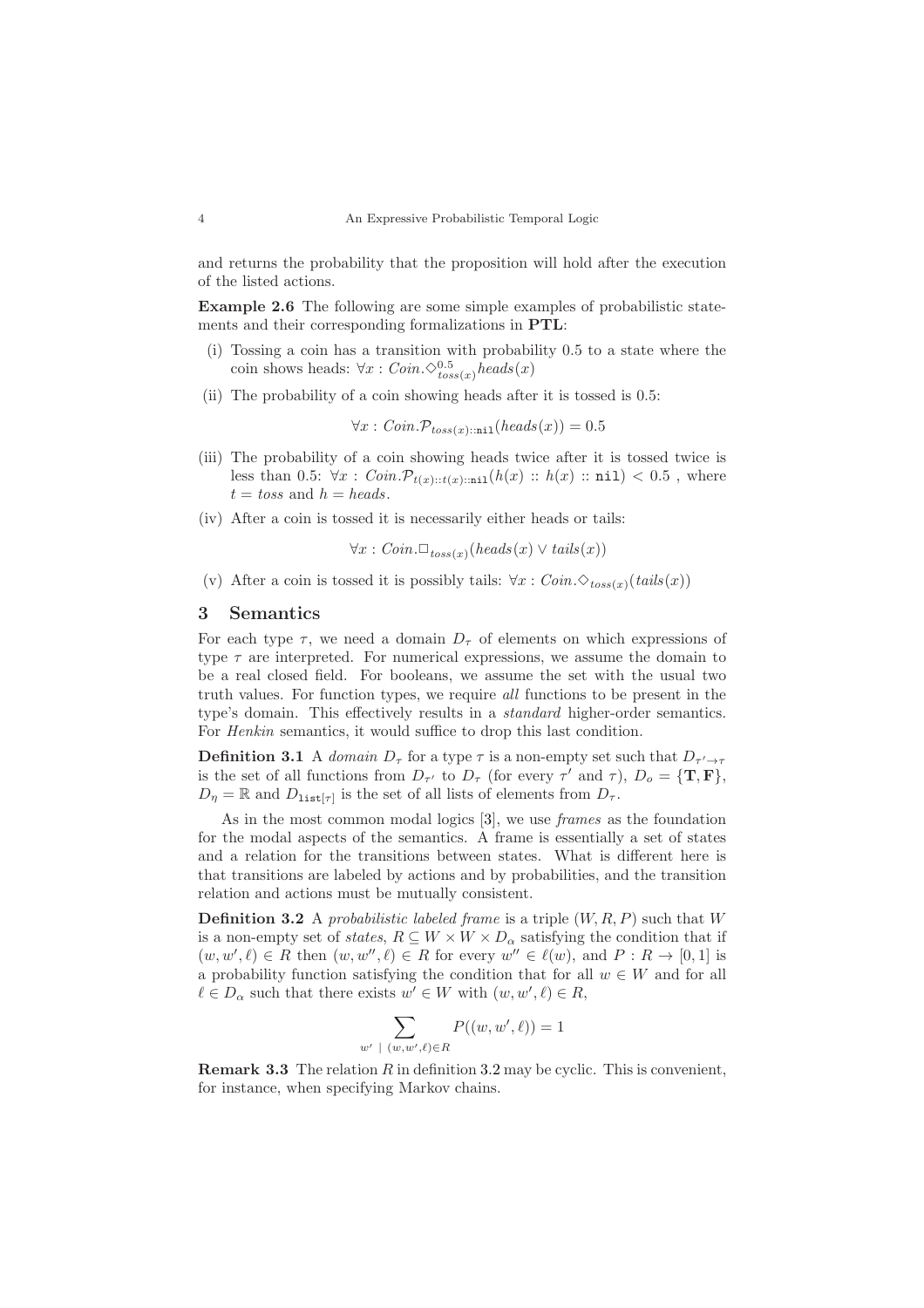and returns the probability that the proposition will hold after the execution of the listed actions.

**Example 2.6** The following are some simple examples of probabilistic statements and their corresponding formalizations in **PTL**:

(i) Tossing a coin has a transition with probability 0.5 to a state where the coin shows heads: $\forall x : \mathit{Coin}.\Diamond^{0.5}_{\mathit{toss}(x)} \mathit{heads}(x)$

(ii) The probability of a coin showing heads after it is tossed is 0.5:

$$\forall x : \mathit{Coin}.\mathcal{P}_{\mathit{toss}(x)::\mathtt{nil}}(\mathit{heads}(x)) = 0.5$$

(iii) The probability of a coin showing heads twice after it is tossed twice is less than 0.5: $\forall x : \mathit{Coin}.\mathcal{P}_{t(x)::t(x)::\mathtt{nil}}(h(x) :: h(x) :: \mathtt{nil}) < 0.5$ , where $t = \mathit{toss}$ and $h = \mathit{heads}$.

(iv) After a coin is tossed it is necessarily either heads or tails:

$$\forall x : \mathit{Coin}.\Box_{\mathit{toss}(x)}(\mathit{heads}(x) \vee \mathit{tails}(x))$$

(v) After a coin is tossed it is possibly tails: $\forall x : \mathit{Coin}.\Diamond_{\mathit{toss}(x)}(\mathit{tails}(x))$

## 3 Semantics

For each type $\tau$, we need a domain $D_\tau$ of elements on which expressions of type $\tau$ are interpreted. For numerical expressions, we assume the domain to be a real closed field. For booleans, we assume the set with the usual two truth values. For function types, we require *all* functions to be present in the type's domain. This effectively results in a *standard* higher-order semantics. For *Henkin* semantics, it would suffice to drop this last condition.

**Definition 3.1** A *domain* $D_\tau$ for a type $\tau$ is a non-empty set such that $D_{\tau' \to \tau}$ is the set of all functions from $D_{\tau'}$ to $D_\tau$ (for every $\tau'$ and $\tau$), $D_o = \{\mathbf{T}, \mathbf{F}\}$, $D_\eta = \mathbb{R}$ and $D_{\mathtt{list}[\tau]}$ is the set of all lists of elements from $D_\tau$.

As in the most common modal logics [3], we use *frames* as the foundation for the modal aspects of the semantics. A frame is essentially a set of states and a relation for the transitions between states. What is different here is that transitions are labeled by actions and by probabilities, and the transition relation and actions must be mutually consistent.

**Definition 3.2** A *probabilistic labeled frame* is a triple $(W, R, P)$ such that $W$ is a non-empty set of *states*, $R \subseteq W \times W \times D_\alpha$ satisfying the condition that if $(w, w', \ell) \in R$ then $(w, w'', \ell) \in R$ for every $w'' \in \ell(w)$, and $P : R \to [0, 1]$ is a probability function satisfying the condition that for all $w \in W$ and for all $\ell \in D_\alpha$ such that there exists $w' \in W$ with $(w, w', \ell) \in R$,

$$\sum_{w' \ | \ (w, w', \ell) \in R} P((w, w', \ell)) = 1$$

**Remark 3.3** The relation $R$ in definition 3.2 may be cyclic. This is convenient, for instance, when specifying Markov chains.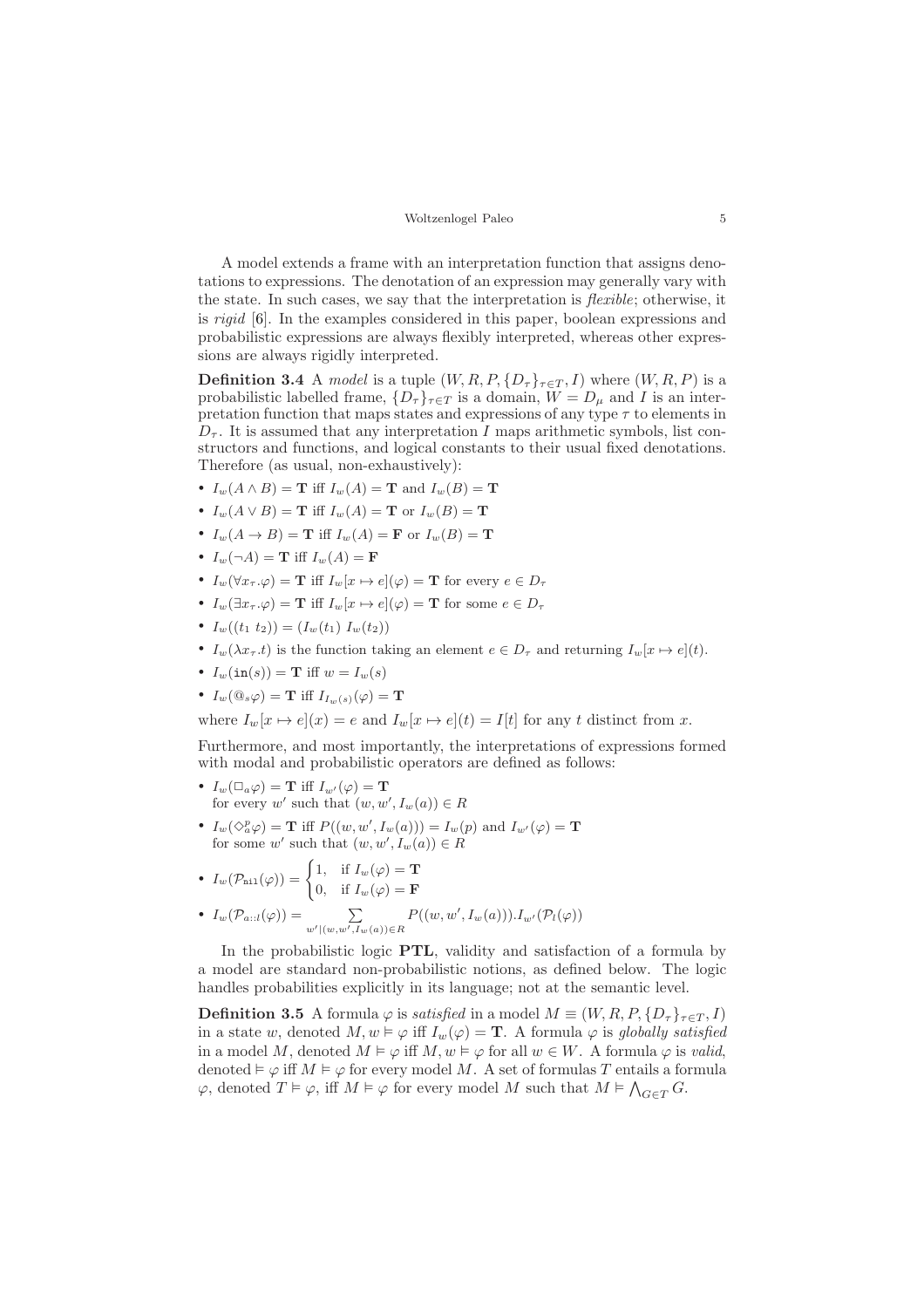A model extends a frame with an interpretation function that assigns denotations to expressions. The denotation of an expression may generally vary with the state. In such cases, we say that the interpretation is *flexible*; otherwise, it is *rigid* [6]. In the examples considered in this paper, boolean expressions and probabilistic expressions are always flexibly interpreted, whereas other expressions are always rigidly interpreted.

**Definition 3.4** A *model* is a tuple $(W, R, P, \{D_\tau\}_{\tau \in T}, I)$ where $(W, R, P)$ is a probabilistic labelled frame, $\{D_\tau\}_{\tau \in T}$ is a domain, $W = D_\mu$ and $I$ is an interpretation function that maps states and expressions of any type $\tau$ to elements in $D_\tau$. It is assumed that any interpretation $I$ maps arithmetic symbols, list constructors and functions, and logical constants to their usual fixed denotations. Therefore (as usual, non-exhaustively):

- $I_w(A \wedge B) = \mathbf{T}$ iff $I_w(A) = \mathbf{T}$ and $I_w(B) = \mathbf{T}$
- $I_w(A \vee B) = \mathbf{T}$ iff $I_w(A) = \mathbf{T}$ or $I_w(B) = \mathbf{T}$
- $I_w(A \rightarrow B) = \mathbf{T}$ iff $I_w(A) = \mathbf{F}$ or $I_w(B) = \mathbf{T}$
- $I_w(\neg A) = \mathbf{T}$ iff $I_w(A) = \mathbf{F}$
- $I_w(\forall x_\tau.\varphi) = \mathbf{T}$ iff $I_w[x \mapsto e](\varphi) = \mathbf{T}$ for every $e \in D_\tau$
- $I_w(\exists x_\tau.\varphi) = \mathbf{T}$ iff $I_w[x \mapsto e](\varphi) = \mathbf{T}$ for some $e \in D_\tau$
- $I_w((t_1\ t_2)) = (I_w(t_1)\ I_w(t_2))$
- $I_w(\lambda x_\tau.t)$ is the function taking an element $e \in D_\tau$ and returning $I_w[x \mapsto e](t)$.
- $I_w(\mathtt{in}(s)) = \mathbf{T}$ iff $w = I_w(s)$
- $I_w(@_s\varphi) = \mathbf{T}$ iff $I_{I_w(s)}(\varphi) = \mathbf{T}$

where $I_w[x \mapsto e](x) = e$ and $I_w[x \mapsto e](t) = I[t]$ for any $t$ distinct from $x$.

Furthermore, and most importantly, the interpretations of expressions formed with modal and probabilistic operators are defined as follows:

- $I_w(\Box_a \varphi) = \mathbf{T}$ iff $I_{w'}(\varphi) = \mathbf{T}$ for every $w'$ such that $(w, w', I_w(a)) \in R$
- $I_w(\Diamond_a^p \varphi) = \mathbf{T}$ iff $P((w, w', I_w(a))) = I_w(p)$ and $I_{w'}(\varphi) = \mathbf{T}$ for some $w'$ such that $(w, w', I_w(a)) \in R$
- $I_w(\mathcal{P}_{\mathtt{nil}}(\varphi)) = \begin{cases} 1, & \text{if } I_w(\varphi) = \mathbf{T} \\ 0, & \text{if } I_w(\varphi) = \mathbf{F} \end{cases}$
- $I_w(\mathcal{P}_{a::l}(\varphi)) = \sum_{w' | (w, w', I_w(a)) \in R} P((w, w', I_w(a))).I_{w'}(\mathcal{P}_l(\varphi))$

In the probabilistic logic **PTL**, validity and satisfaction of a formula by a model are standard non-probabilistic notions, as defined below. The logic handles probabilities explicitly in its language; not at the semantic level.

**Definition 3.5** A formula $\varphi$ is *satisfied* in a model $M \equiv (W, R, P, \{D_\tau\}_{\tau \in T}, I)$ in a state $w$, denoted $M, w \vDash \varphi$ iff $I_w(\varphi) = \mathbf{T}$. A formula $\varphi$ is *globally satisfied* in a model $M$, denoted $M \vDash \varphi$ iff $M, w \vDash \varphi$ for all $w \in W$. A formula $\varphi$ is *valid*, denoted $\vDash \varphi$ iff $M \vDash \varphi$ for every model $M$. A set of formulas $T$ entails a formula $\varphi$, denoted $T \vDash \varphi$, iff $M \vDash \varphi$ for every model $M$ such that $M \vDash \bigwedge_{G \in T} G$.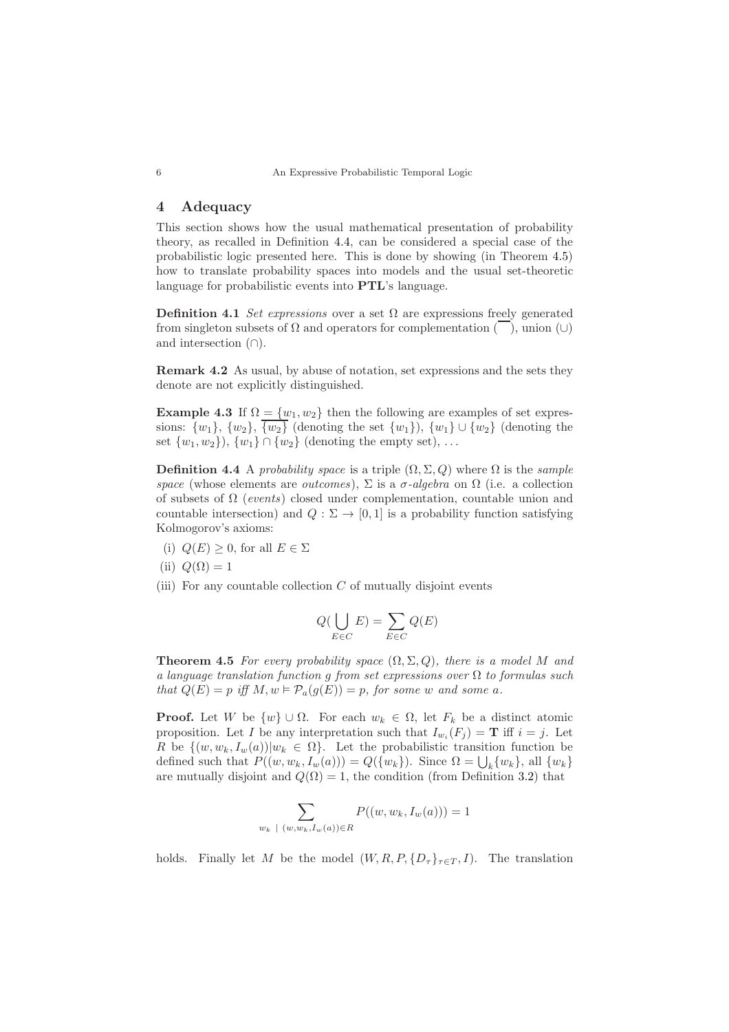## 4 Adequacy

This section shows how the usual mathematical presentation of probability theory, as recalled in Definition 4.4, can be considered a special case of the probabilistic logic presented here. This is done by showing (in Theorem 4.5) how to translate probability spaces into models and the usual set-theoretic language for probabilistic events into **PTL**'s language.

**Definition 4.1** *Set expressions* over a set $\Omega$ are expressions freely generated from singleton subsets of $\Omega$ and operators for complementation ($\overline{\phantom{x}}$), union ($\cup$) and intersection ($\cap$).

**Remark 4.2** As usual, by abuse of notation, set expressions and the sets they denote are not explicitly distinguished.

**Example 4.3** If $\Omega = \{w_1, w_2\}$ then the following are examples of set expressions: $\{w_1\}$, $\{w_2\}$, $\overline{\{w_2\}}$ (denoting the set $\{w_1\}$), $\{w_1\} \cup \{w_2\}$ (denoting the set $\{w_1, w_2\}$), $\{w_1\} \cap \{w_2\}$ (denoting the empty set), ...

**Definition 4.4** A *probability space* is a triple $(\Omega, \Sigma, Q)$ where $\Omega$ is the *sample space* (whose elements are *outcomes*), $\Sigma$ is a *$\sigma$-algebra* on $\Omega$ (i.e. a collection of subsets of $\Omega$ (*events*) closed under complementation, countable union and countable intersection) and $Q : \Sigma \to [0, 1]$ is a probability function satisfying Kolmogorov's axioms:

(i) $Q(E) \geq 0$, for all $E \in \Sigma$

(ii) $Q(\Omega) = 1$

(iii) For any countable collection $C$ of mutually disjoint events

$$Q(\bigcup_{E \in C} E) = \sum_{E \in C} Q(E)$$

**Theorem 4.5** *For every probability space $(\Omega, \Sigma, Q)$, there is a model $M$ and a language translation function $g$ from set expressions over $\Omega$ to formulas such that $Q(E) = p$ iff $M, w \vDash \mathcal{P}_a(g(E)) = p$, for some $w$ and some $a$.*

**Proof.** Let $W$ be $\{w\} \cup \Omega$. For each $w_k \in \Omega$, let $F_k$ be a distinct atomic proposition. Let $I$ be any interpretation such that $I_{w_i}(F_j) = \mathbf{T}$ iff $i = j$. Let $R$ be $\{(w, w_k, I_w(a)) | w_k \in \Omega\}$. Let the probabilistic transition function be defined such that $P((w, w_k, I_w(a))) = Q(\{w_k\})$. Since $\Omega = \bigcup_k \{w_k\}$, all $\{w_k\}$ are mutually disjoint and $Q(\Omega) = 1$, the condition (from Definition 3.2) that

$$\sum_{w_k \ | \ (w, w_k, I_w(a)) \in R} P((w, w_k, I_w(a))) = 1$$

holds. Finally let $M$ be the model $(W, R, P, \{D_\tau\}_{\tau \in T}, I)$. The translation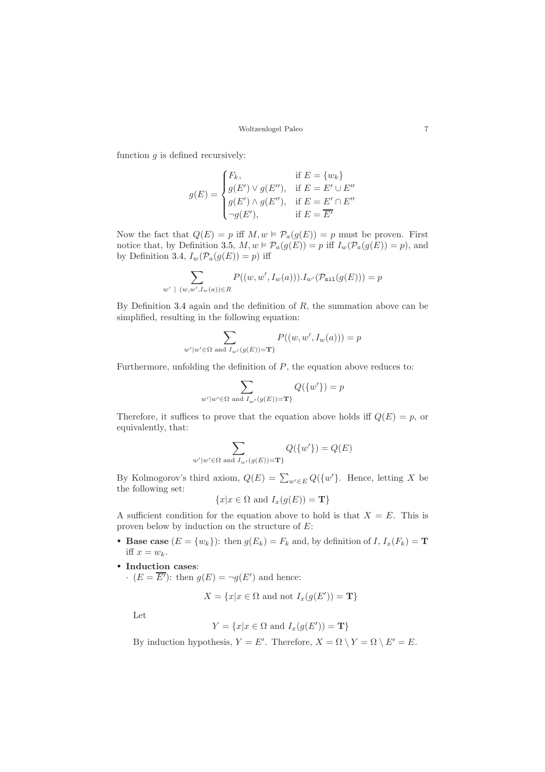function $g$ is defined recursively:

$$g(E) = \begin{cases} F_k, & \text{if } E = \{w_k\} \\ g(E') \vee g(E''), & \text{if } E = E' \cup E'' \\ g(E') \wedge g(E''), & \text{if } E = E' \cap E'' \\ \neg g(E'), & \text{if } E = \overline{E'} \end{cases}$$

Now the fact that $Q(E) = p$ iff $M, w \vDash \mathcal{P}_a(g(E)) = p$ must be proven. First notice that, by Definition 3.5, $M, w \vDash \mathcal{P}_a(g(E)) = p$ iff $I_w(\mathcal{P}_a(g(E)) = p)$, and by Definition 3.4, $I_w(\mathcal{P}_a(g(E)) = p)$ iff

$$\sum_{w' \ | \ (w,w',I_w(a)) \in R} P((w, w', I_w(a))).I_{w'}(\mathcal{P}_{\texttt{nil}}(g(E))) = p$$

By Definition 3.4 again and the definition of $R$, the summation above can be simplified, resulting in the following equation:

$$\sum_{w' | w' \in \Omega \text{ and } I_{w'}(g(E)) = \mathbf{T}\}} P((w, w', I_w(a))) = p$$

Furthermore, unfolding the definition of $P$, the equation above reduces to:

$$\sum_{w' | w' \in \Omega \text{ and } I_{w'}(g(E)) = \mathbf{T}\}} Q(\{w'\}) = p$$

Therefore, it suffices to prove that the equation above holds iff $Q(E) = p$, or equivalently, that:

$$\sum_{w' | w' \in \Omega \text{ and } I_{w'}(g(E)) = \mathbf{T}\}} Q(\{w'\}) = Q(E)$$

By Kolmogorov's third axiom, $Q(E) = \sum_{w' \in E} Q(\{w'\}$. Hence, letting $X$ be the following set:

$$\{x | x \in \Omega \text{ and } I_x(g(E)) = \mathbf{T}\}$$

A sufficient condition for the equation above to hold is that $X = E$. This is proven below by induction on the structure of $E$:

- **Base case** ($E = \{w_k\}$): then $g(E_k) = F_k$ and, by definition of $I$, $I_x(F_k) = \mathbf{T}$ iff $x = w_k$.
- **Induction cases**:
  - ($E = \overline{E'}$): then $g(E) = \neg g(E')$ and hence:

    $$X = \{x | x \in \Omega \text{ and not } I_x(g(E')) = \mathbf{T}\}$$

    Let

    $$Y = \{x | x \in \Omega \text{ and } I_x(g(E')) = \mathbf{T}\}$$

    By induction hypothesis, $Y = E'$. Therefore, $X = \Omega \setminus Y = \Omega \setminus E' = E$.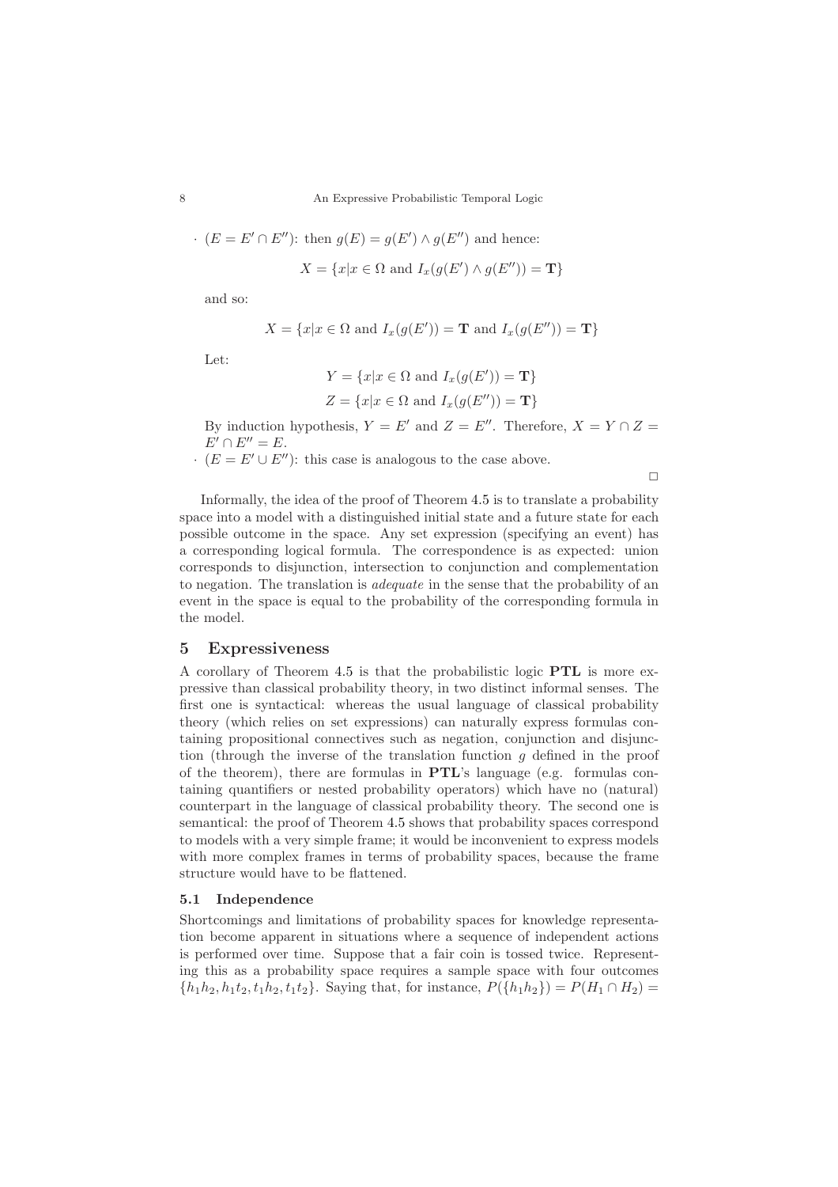- $(E = E' \cap E'')$: then $g(E) = g(E') \wedge g(E'')$ and hence:

$$X = \{x | x \in \Omega \text{ and } I_x(g(E') \wedge g(E'')) = \mathbf{T}\}$$

and so:

$$X = \{x | x \in \Omega \text{ and } I_x(g(E')) = \mathbf{T} \text{ and } I_x(g(E'')) = \mathbf{T}\}$$

Let:

$$Y = \{x | x \in \Omega \text{ and } I_x(g(E')) = \mathbf{T}\}$$
$$Z = \{x | x \in \Omega \text{ and } I_x(g(E'')) = \mathbf{T}\}$$

By induction hypothesis, $Y = E'$ and $Z = E''$. Therefore, $X = Y \cap Z = E' \cap E'' = E$.

- $(E = E' \cup E'')$: this case is analogous to the case above.

□

Informally, the idea of the proof of Theorem 4.5 is to translate a probability space into a model with a distinguished initial state and a future state for each possible outcome in the space. Any set expression (specifying an event) has a corresponding logical formula. The correspondence is as expected: union corresponds to disjunction, intersection to conjunction and complementation to negation. The translation is *adequate* in the sense that the probability of an event in the space is equal to the probability of the corresponding formula in the model.

## 5 Expressiveness

A corollary of Theorem 4.5 is that the probabilistic logic **PTL** is more expressive than classical probability theory, in two distinct informal senses. The first one is syntactical: whereas the usual language of classical probability theory (which relies on set expressions) can naturally express formulas containing propositional connectives such as negation, conjunction and disjunction (through the inverse of the translation function $g$ defined in the proof of the theorem), there are formulas in **PTL**'s language (e.g. formulas containing quantifiers or nested probability operators) which have no (natural) counterpart in the language of classical probability theory. The second one is semantical: the proof of Theorem 4.5 shows that probability spaces correspond to models with a very simple frame; it would be inconvenient to express models with more complex frames in terms of probability spaces, because the frame structure would have to be flattened.

### 5.1 Independence

Shortcomings and limitations of probability spaces for knowledge representation become apparent in situations where a sequence of independent actions is performed over time. Suppose that a fair coin is tossed twice. Representing this as a probability space requires a sample space with four outcomes $\{h_1h_2, h_1t_2, t_1h_2, t_1t_2\}$. Saying that, for instance, $P(\{h_1h_2\}) = P(H_1 \cap H_2) =$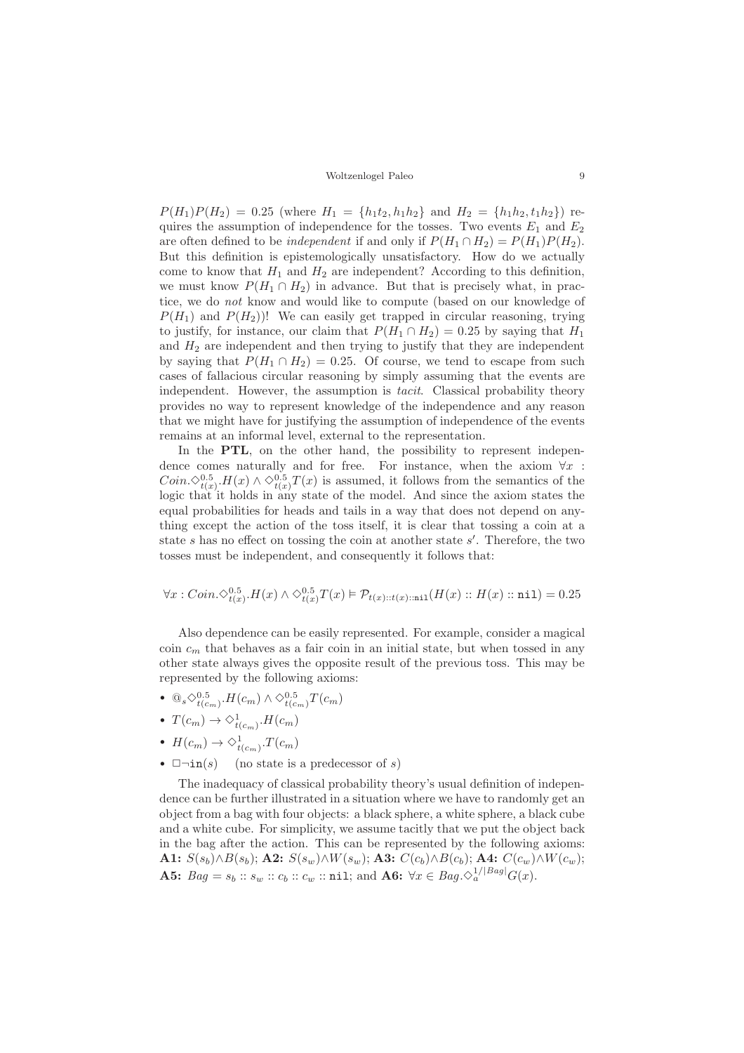$P(H_1)P(H_2) = 0.25$ (where $H_1 = \{h_1t_2, h_1h_2\}$ and $H_2 = \{h_1h_2, t_1h_2\}$) requires the assumption of independence for the tosses. Two events $E_1$ and $E_2$ are often defined to be *independent* if and only if $P(H_1 \cap H_2) = P(H_1)P(H_2)$. But this definition is epistemologically unsatisfactory. How do we actually come to know that $H_1$ and $H_2$ are independent? According to this definition, we must know $P(H_1 \cap H_2)$ in advance. But that is precisely what, in practice, we do *not* know and would like to compute (based on our knowledge of $P(H_1)$ and $P(H_2)$)! We can easily get trapped in circular reasoning, trying to justify, for instance, our claim that $P(H_1 \cap H_2) = 0.25$ by saying that $H_1$ and $H_2$ are independent and then trying to justify that they are independent by saying that $P(H_1 \cap H_2) = 0.25$. Of course, we tend to escape from such cases of fallacious circular reasoning by simply assuming that the events are independent. However, the assumption is *tacit*. Classical probability theory provides no way to represent knowledge of the independence and any reason that we might have for justifying the assumption of independence of the events remains at an informal level, external to the representation.

In the **PTL**, on the other hand, the possibility to represent independence comes naturally and for free. For instance, when the axiom $\forall x : Coin.\Diamond^{0.5}_{t(x)}.H(x) \wedge \Diamond^{0.5}_{t(x)}T(x)$ is assumed, it follows from the semantics of the logic that it holds in any state of the model. And since the axiom states the equal probabilities for heads and tails in a way that does not depend on anything except the action of the toss itself, it is clear that tossing a coin at a state $s$ has no effect on tossing the coin at another state $s'$. Therefore, the two tosses must be independent, and consequently it follows that:

$$\forall x : Coin.\Diamond^{0.5}_{t(x)}.H(x) \wedge \Diamond^{0.5}_{t(x)}T(x) \vDash \mathcal{P}_{t(x)::t(x)::\mathtt{nil}}(H(x) :: H(x) :: \mathtt{nil}) = 0.25$$

Also dependence can be easily represented. For example, consider a magical coin $c_m$ that behaves as a fair coin in an initial state, but when tossed in any other state always gives the opposite result of the previous toss. This may be represented by the following axioms:

- $@_s\Diamond^{0.5}_{t(c_m)}.H(c_m) \wedge \Diamond^{0.5}_{t(c_m)}T(c_m)$
- $T(c_m) \to \Diamond^{1}_{t(c_m)}.H(c_m)$
- $H(c_m) \to \Diamond^{1}_{t(c_m)}.T(c_m)$
- $\Box\neg\mathtt{in}(s)$ (no state is a predecessor of $s$)

The inadequacy of classical probability theory's usual definition of independence can be further illustrated in a situation where we have to randomly get an object from a bag with four objects: a black sphere, a white sphere, a black cube and a white cube. For simplicity, we assume tacitly that we put the object back in the bag after the action. This can be represented by the following axioms: **A1:** $S(s_b)\wedge B(s_b)$; **A2:** $S(s_w)\wedge W(s_w)$; **A3:** $C(c_b)\wedge B(c_b)$; **A4:** $C(c_w)\wedge W(c_w)$; **A5:** $Bag = s_b :: s_w :: c_b :: c_w :: \mathtt{nil}$; and **A6:** $\forall x \in Bag.\Diamond^{1/|Bag|}_a G(x)$.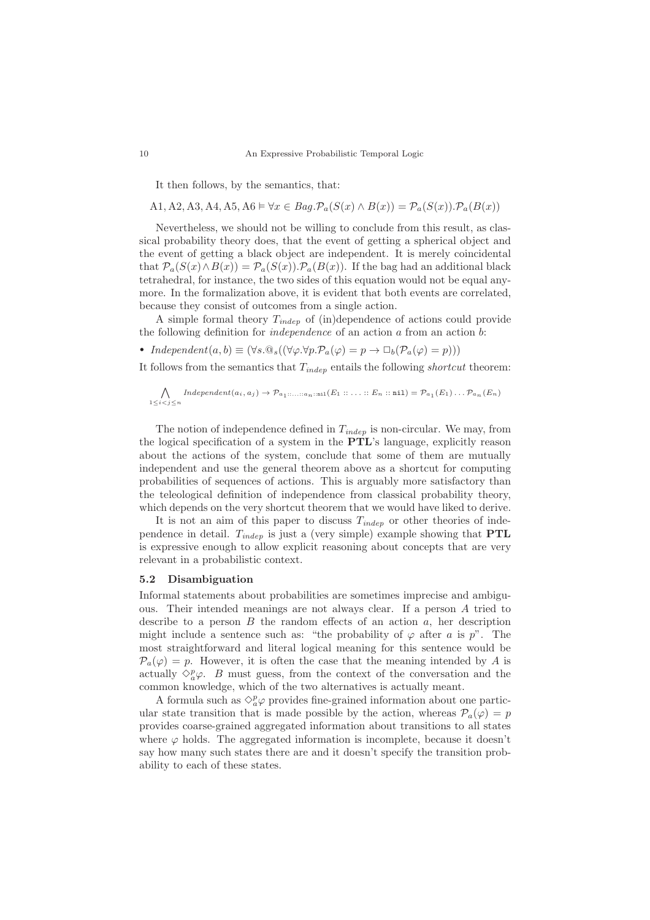It then follows, by the semantics, that:

$$\text{A1}, \text{A2}, \text{A3}, \text{A4}, \text{A5}, \text{A6} \vDash \forall x \in Bag.\mathcal{P}_a(S(x) \wedge B(x)) = \mathcal{P}_a(S(x)).\mathcal{P}_a(B(x))$$

Nevertheless, we should not be willing to conclude from this result, as classical probability theory does, that the event of getting a spherical object and the event of getting a black object are independent. It is merely coincidental that $\mathcal{P}_a(S(x) \wedge B(x)) = \mathcal{P}_a(S(x)).\mathcal{P}_a(B(x))$. If the bag had an additional black tetrahedral, for instance, the two sides of this equation would not be equal anymore. In the formalization above, it is evident that both events are correlated, because they consist of outcomes from a single action.

A simple formal theory $T_{indep}$ of (in)dependence of actions could provide the following definition for *independence* of an action $a$ from an action $b$:

- $Independent(a, b) \equiv (\forall s.@_s((\forall \varphi.\forall p.\mathcal{P}_a(\varphi) = p \rightarrow \Box_b(\mathcal{P}_a(\varphi) = p)))$

It follows from the semantics that $T_{indep}$ entails the following *shortcut* theorem:

$$\bigwedge_{1 \leq i < j \leq n} Independent(a_i, a_j) \rightarrow \mathcal{P}_{a_1::\ldots::a_n::\mathtt{nil}}(E_1 :: \ldots :: E_n :: \mathtt{nil}) = \mathcal{P}_{a_1}(E_1) \ldots \mathcal{P}_{a_n}(E_n)$$

The notion of independence defined in $T_{indep}$ is non-circular. We may, from the logical specification of a system in the **PTL**'s language, explicitly reason about the actions of the system, conclude that some of them are mutually independent and use the general theorem above as a shortcut for computing probabilities of sequences of actions. This is arguably more satisfactory than the teleological definition of independence from classical probability theory, which depends on the very shortcut theorem that we would have liked to derive.

It is not an aim of this paper to discuss $T_{indep}$ or other theories of independence in detail. $T_{indep}$ is just a (very simple) example showing that **PTL** is expressive enough to allow explicit reasoning about concepts that are very relevant in a probabilistic context.

### 5.2 Disambiguation

Informal statements about probabilities are sometimes imprecise and ambiguous. Their intended meanings are not always clear. If a person $A$ tried to describe to a person $B$ the random effects of an action $a$, her description might include a sentence such as: "the probability of $\varphi$ after $a$ is $p$". The most straightforward and literal logical meaning for this sentence would be $\mathcal{P}_a(\varphi) = p$. However, it is often the case that the meaning intended by $A$ is actually $\Diamond_a^p \varphi$. $B$ must guess, from the context of the conversation and the common knowledge, which of the two alternatives is actually meant.

A formula such as $\Diamond_a^p \varphi$ provides fine-grained information about one particular state transition that is made possible by the action, whereas $\mathcal{P}_a(\varphi) = p$ provides coarse-grained aggregated information about transitions to all states where $\varphi$ holds. The aggregated information is incomplete, because it doesn't say how many such states there are and it doesn't specify the transition probability to each of these states.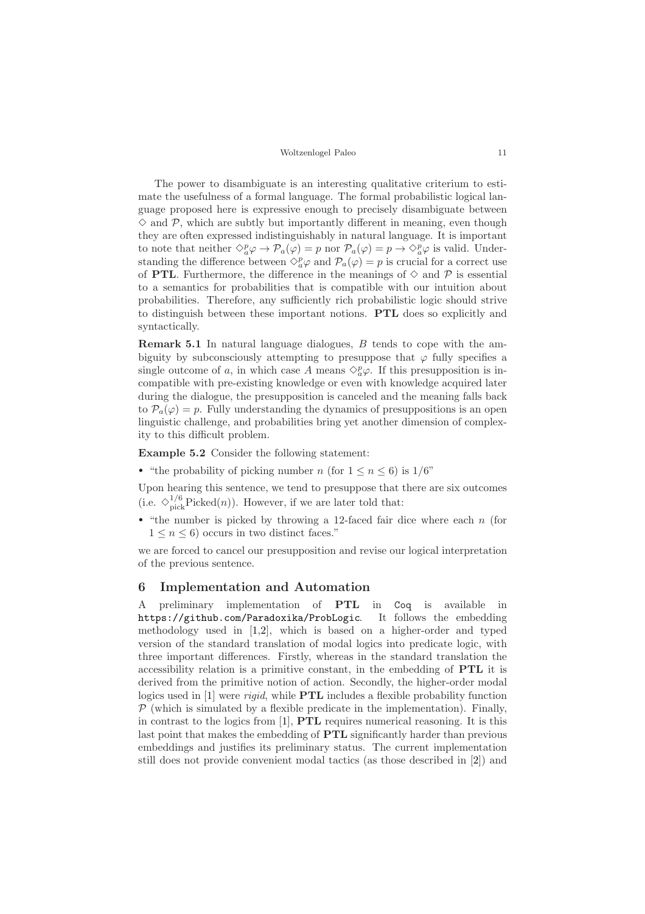The power to disambiguate is an interesting qualitative criterium to estimate the usefulness of a formal language. The formal probabilistic logical language proposed here is expressive enough to precisely disambiguate between $\diamond$ and $\mathcal{P}$, which are subtly but importantly different in meaning, even though they are often expressed indistinguishably in natural language. It is important to note that neither $\diamond_a^p \varphi \to \mathcal{P}_a(\varphi) = p$ nor $\mathcal{P}_a(\varphi) = p \to \diamond_a^p \varphi$ is valid. Understanding the difference between $\diamond_a^p \varphi$ and $\mathcal{P}_a(\varphi) = p$ is crucial for a correct use of **PTL**. Furthermore, the difference in the meanings of $\diamond$ and $\mathcal{P}$ is essential to a semantics for probabilities that is compatible with our intuition about probabilities. Therefore, any sufficiently rich probabilistic logic should strive to distinguish between these important notions. **PTL** does so explicitly and syntactically.

**Remark 5.1** In natural language dialogues, $B$ tends to cope with the ambiguity by subconsciously attempting to presuppose that $\varphi$ fully specifies a single outcome of $a$, in which case $A$ means $\diamond_a^p \varphi$. If this presupposition is incompatible with pre-existing knowledge or even with knowledge acquired later during the dialogue, the presupposition is canceled and the meaning falls back to $\mathcal{P}_a(\varphi) = p$. Fully understanding the dynamics of presuppositions is an open linguistic challenge, and probabilities bring yet another dimension of complexity to this difficult problem.

**Example 5.2** Consider the following statement:

- "the probability of picking number $n$ (for $1 \leq n \leq 6$) is $1/6$"

Upon hearing this sentence, we tend to presuppose that there are six outcomes (i.e. $\diamond_{\text{pick}}^{1/6} \text{Picked}(n)$). However, if we are later told that:

- "the number is picked by throwing a 12-faced fair dice where each $n$ (for $1 \leq n \leq 6$) occurs in two distinct faces."

we are forced to cancel our presupposition and revise our logical interpretation of the previous sentence.

## 6 Implementation and Automation

A preliminary implementation of **PTL** in `Coq` is available in `https://github.com/Paradoxika/ProbLogic`. It follows the embedding methodology used in [1,2], which is based on a higher-order and typed version of the standard translation of modal logics into predicate logic, with three important differences. Firstly, whereas in the standard translation the accessibility relation is a primitive constant, in the embedding of **PTL** it is derived from the primitive notion of action. Secondly, the higher-order modal logics used in [1] were *rigid*, while **PTL** includes a flexible probability function $\mathcal{P}$ (which is simulated by a flexible predicate in the implementation). Finally, in contrast to the logics from [1], **PTL** requires numerical reasoning. It is this last point that makes the embedding of **PTL** significantly harder than previous embeddings and justifies its preliminary status. The current implementation still does not provide convenient modal tactics (as those described in [2]) and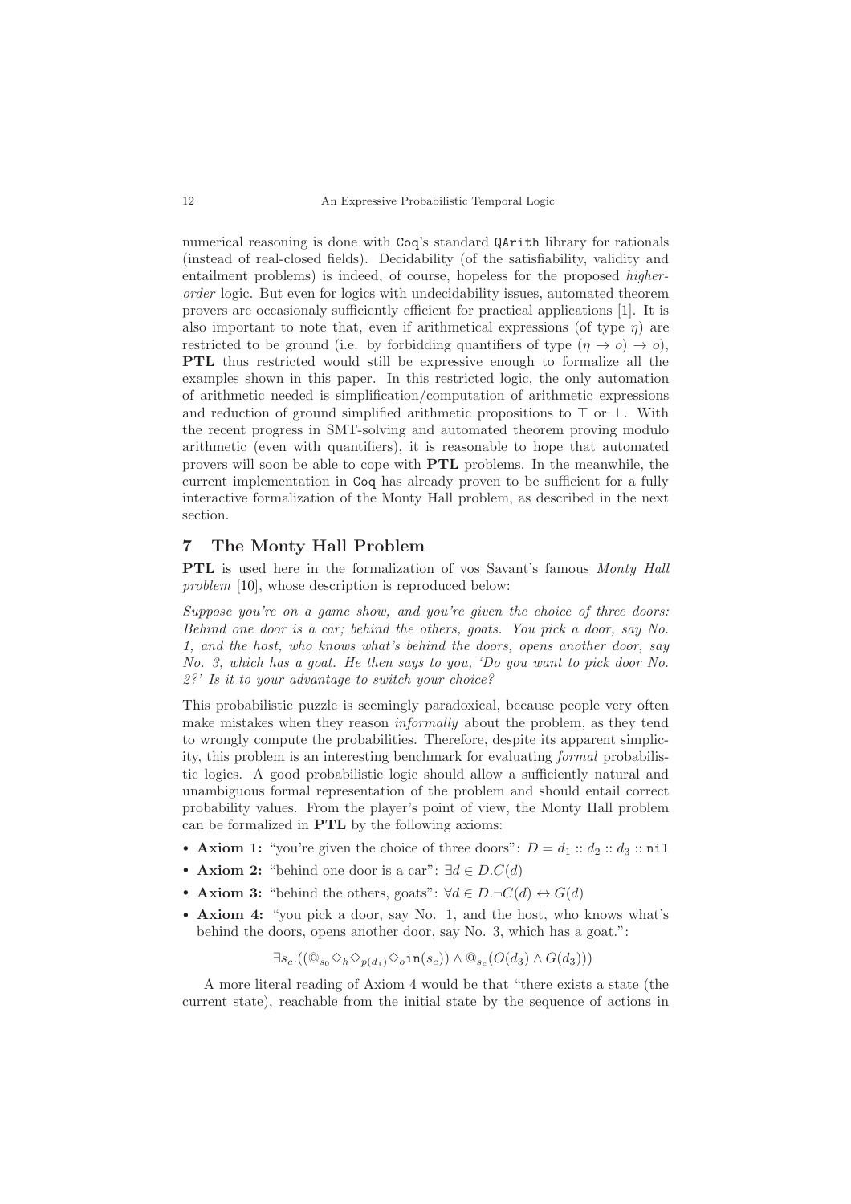numerical reasoning is done with Coq's standard QArith library for rationals (instead of real-closed fields). Decidability (of the satisfiability, validity and entailment problems) is indeed, of course, hopeless for the proposed *higher-order* logic. But even for logics with undecidability issues, automated theorem provers are occasionaly sufficiently efficient for practical applications [1]. It is also important to note that, even if arithmetical expressions (of type $\eta$) are restricted to be ground (i.e. by forbidding quantifiers of type $(\eta \to o) \to o$), **PTL** thus restricted would still be expressive enough to formalize all the examples shown in this paper. In this restricted logic, the only automation of arithmetic needed is simplification/computation of arithmetic expressions and reduction of ground simplified arithmetic propositions to $\top$ or $\bot$. With the recent progress in SMT-solving and automated theorem proving modulo arithmetic (even with quantifiers), it is reasonable to hope that automated provers will soon be able to cope with **PTL** problems. In the meanwhile, the current implementation in Coq has already proven to be sufficient for a fully interactive formalization of the Monty Hall problem, as described in the next section.

## 7 The Monty Hall Problem

**PTL** is used here in the formalization of vos Savant's famous *Monty Hall problem* [10], whose description is reproduced below:

*Suppose you're on a game show, and you're given the choice of three doors: Behind one door is a car; behind the others, goats. You pick a door, say No. 1, and the host, who knows what's behind the doors, opens another door, say No. 3, which has a goat. He then says to you, 'Do you want to pick door No. 2?' Is it to your advantage to switch your choice?*

This probabilistic puzzle is seemingly paradoxical, because people very often make mistakes when they reason *informally* about the problem, as they tend to wrongly compute the probabilities. Therefore, despite its apparent simplicity, this problem is an interesting benchmark for evaluating *formal* probabilistic logics. A good probabilistic logic should allow a sufficiently natural and unambiguous formal representation of the problem and should entail correct probability values. From the player's point of view, the Monty Hall problem can be formalized in **PTL** by the following axioms:

- **Axiom 1:** "you're given the choice of three doors": $D = d_1 :: d_2 :: d_3 :: \texttt{nil}$
- **Axiom 2:** "behind one door is a car": $\exists d \in D. C(d)$
- **Axiom 3:** "behind the others, goats": $\forall d \in D. \neg C(d) \leftrightarrow G(d)$
- **Axiom 4:** "you pick a door, say No. 1, and the host, who knows what's behind the doors, opens another door, say No. 3, which has a goat.":

$$\exists s_c.((@_{s_0} \Diamond_h \Diamond_{p(d_1)} \Diamond_o \texttt{in}(s_c)) \wedge @_{s_c}(O(d_3) \wedge G(d_3)))$$

A more literal reading of Axiom 4 would be that "there exists a state (the current state), reachable from the initial state by the sequence of actions in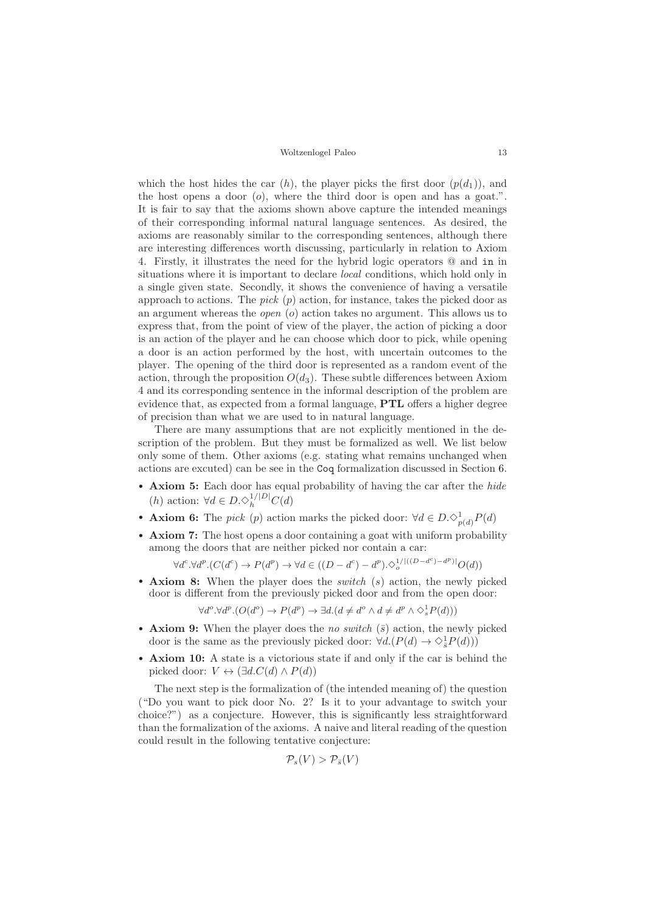which the host hides the car ($h$), the player picks the first door ($p(d_1)$), and the host opens a door ($o$), where the third door is open and has a goat.". It is fair to say that the axioms shown above capture the intended meanings of their corresponding informal natural language sentences. As desired, the axioms are reasonably similar to the corresponding sentences, although there are interesting differences worth discussing, particularly in relation to Axiom 4. Firstly, it illustrates the need for the hybrid logic operators @ and `in` in situations where it is important to declare *local* conditions, which hold only in a single given state. Secondly, it shows the convenience of having a versatile approach to actions. The *pick* ($p$) action, for instance, takes the picked door as an argument whereas the *open* ($o$) action takes no argument. This allows us to express that, from the point of view of the player, the action of picking a door is an action of the player and he can choose which door to pick, while opening a door is an action performed by the host, with uncertain outcomes to the player. The opening of the third door is represented as a random event of the action, through the proposition $O(d_3)$. These subtle differences between Axiom 4 and its corresponding sentence in the informal description of the problem are evidence that, as expected from a formal language, **PTL** offers a higher degree of precision than what we are used to in natural language.

There are many assumptions that are not explicitly mentioned in the description of the problem. But they must be formalized as well. We list below only some of them. Other axioms (e.g. stating what remains unchanged when actions are excuted) can be see in the `Coq` formalization discussed in Section 6.

- **Axiom 5:** Each door has equal probability of having the car after the *hide* ($h$) action: $\forall d \in D. \Diamond_h^{1/|D|} C(d)$
- **Axiom 6:** The *pick* ($p$) action marks the picked door: $\forall d \in D. \Diamond_{p(d)}^{1} P(d)$
- **Axiom 7:** The host opens a door containing a goat with uniform probability among the doors that are neither picked nor contain a car:

$$\forall d^c. \forall d^p. (C(d^c) \to P(d^p) \to \forall d \in ((D - d^c) - d^p). \Diamond_o^{1/|((D-d^c)-d^p)|} O(d))$$

- **Axiom 8:** When the player does the *switch* ($s$) action, the newly picked door is different from the previously picked door and from the open door:

$$\forall d^o. \forall d^p. (O(d^o) \to P(d^p) \to \exists d. (d \neq d^o \wedge d \neq d^p \wedge \Diamond_s^1 P(d)))$$

- **Axiom 9:** When the player does the *no switch* ($\bar{s}$) action, the newly picked door is the same as the previously picked door: $\forall d. (P(d) \to \Diamond_{\bar{s}}^1 P(d)))$
- **Axiom 10:** A state is a victorious state if and only if the car is behind the picked door: $V \leftrightarrow (\exists d. C(d) \wedge P(d))$

The next step is the formalization of (the intended meaning of) the question ("Do you want to pick door No. 2? Is it to your advantage to switch your choice?") as a conjecture. However, this is significantly less straightforward than the formalization of the axioms. A naive and literal reading of the question could result in the following tentative conjecture:

$$\mathcal{P}_s(V) > \mathcal{P}_{\bar{s}}(V)$$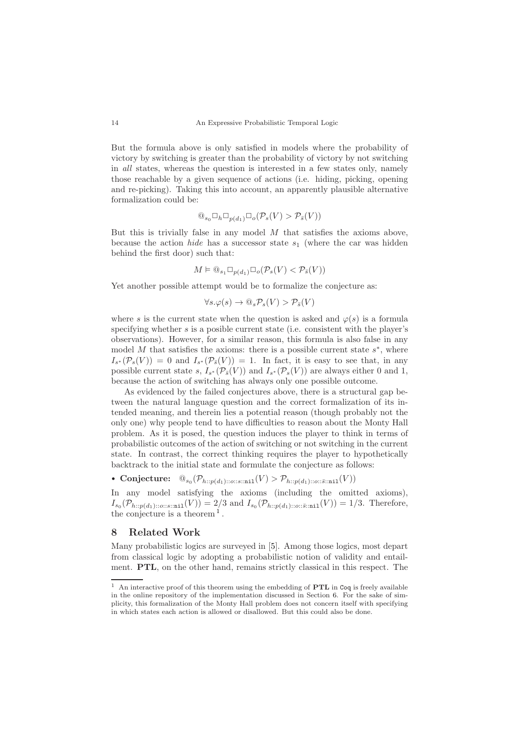But the formula above is only satisfied in models where the probability of victory by switching is greater than the probability of victory by not switching in *all* states, whereas the question is interested in a few states only, namely those reachable by a given sequence of actions (i.e. hiding, picking, opening and re-picking). Taking this into account, an apparently plausible alternative formalization could be:

$$@_{s_0}\Box_h\Box_{p(d_1)}\Box_o(\mathcal{P}_s(V) > \mathcal{P}_{\bar{s}}(V))$$

But this is trivially false in any model $M$ that satisfies the axioms above, because the action *hide* has a successor state $s_1$ (where the car was hidden behind the first door) such that:

$$M \vDash @_{s_1}\Box_{p(d_1)}\Box_o(\mathcal{P}_s(V) < \mathcal{P}_{\bar{s}}(V))$$

Yet another possible attempt would be to formalize the conjecture as:

$$\forall s.\varphi(s) \rightarrow @_s\mathcal{P}_s(V) > \mathcal{P}_{\bar{s}}(V)$$

where $s$ is the current state when the question is asked and $\varphi(s)$ is a formula specifying whether $s$ is a posible current state (i.e. consistent with the player's observations). However, for a similar reason, this formula is also false in any model $M$ that satisfies the axioms: there is a possible current state $s^*$, where $I_{s^*}(\mathcal{P}_s(V)) = 0$ and $I_{s^*}(\mathcal{P}_{\bar{s}}(V)) = 1$. In fact, it is easy to see that, in any possible current state $s$, $I_{s^*}(\mathcal{P}_{\bar{s}}(V))$ and $I_{s^*}(\mathcal{P}_s(V))$ are always either 0 and 1, because the action of switching has always only one possible outcome.

As evidenced by the failed conjectures above, there is a structural gap between the natural language question and the correct formalization of its intended meaning, and therein lies a potential reason (though probably not the only one) why people tend to have difficulties to reason about the Monty Hall problem. As it is posed, the question induces the player to think in terms of probabilistic outcomes of the action of switching or not switching in the current state. In contrast, the correct thinking requires the player to hypothetically backtrack to the initial state and formulate the conjecture as follows:

- **Conjecture:** $@_{s_0}(\mathcal{P}_{h::p(d_1)::o::s::\mathtt{nil}}(V) > \mathcal{P}_{h::p(d_1)::o::\bar{s}::\mathtt{nil}}(V))$

In any model satisfying the axioms (including the omitted axioms), $I_{s_0}(\mathcal{P}_{h::p(d_1)::o::s::\mathtt{nil}}(V)) = 2/3$ and $I_{s_0}(\mathcal{P}_{h::p(d_1)::o::\bar{s}::\mathtt{nil}}(V)) = 1/3$. Therefore, the conjecture is a theorem[1].

## 8 Related Work

Many probabilistic logics are surveyed in [5]. Among those logics, most depart from classical logic by adopting a probabilistic notion of validity and entailment. **PTL**, on the other hand, remains strictly classical in this respect. The

[1] An interactive proof of this theorem using the embedding of **PTL** in `Coq` is freely available in the online repository of the implementation discussed in Section 6. For the sake of simplicity, this formalization of the Monty Hall problem does not concern itself with specifying in which states each action is allowed or disallowed. But this could also be done.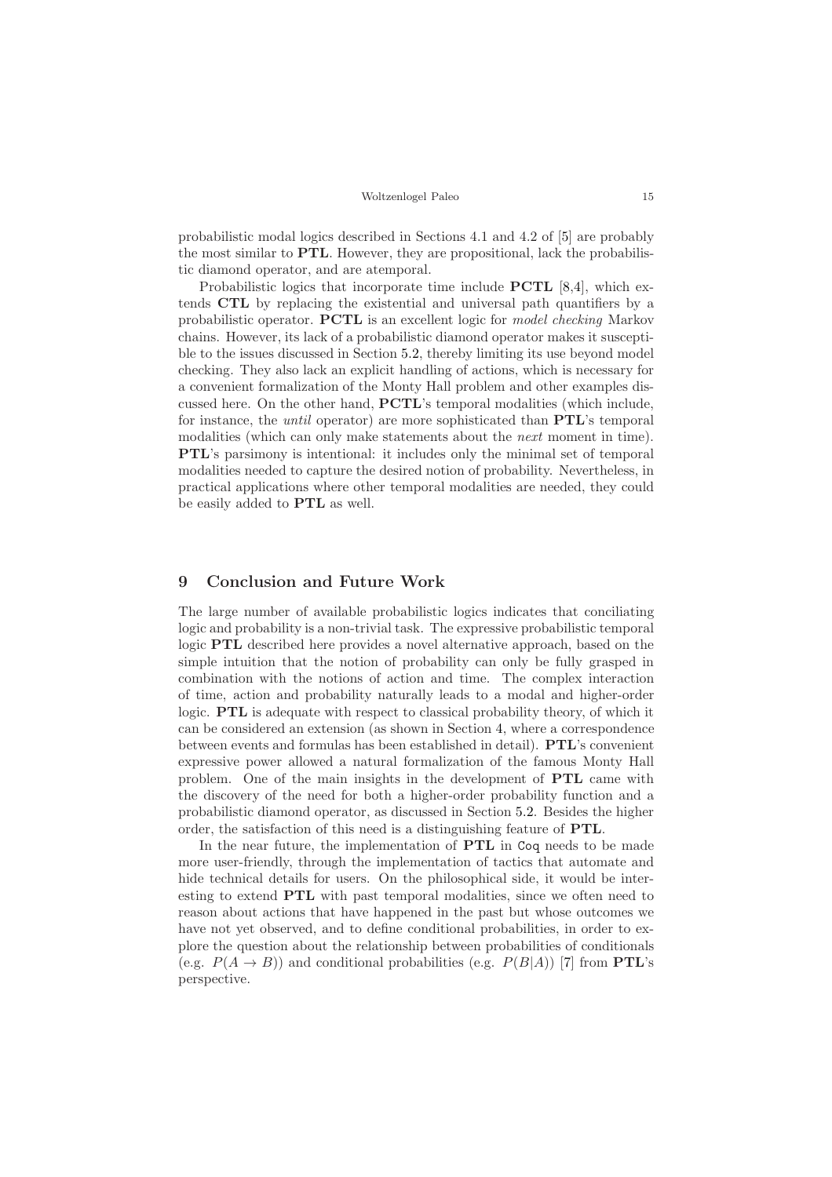probabilistic modal logics described in Sections 4.1 and 4.2 of [5] are probably the most similar to **PTL**. However, they are propositional, lack the probabilistic diamond operator, and are atemporal.

Probabilistic logics that incorporate time include **PCTL** [8,4], which extends **CTL** by replacing the existential and universal path quantifiers by a probabilistic operator. **PCTL** is an excellent logic for *model checking* Markov chains. However, its lack of a probabilistic diamond operator makes it susceptible to the issues discussed in Section 5.2, thereby limiting its use beyond model checking. They also lack an explicit handling of actions, which is necessary for a convenient formalization of the Monty Hall problem and other examples discussed here. On the other hand, **PCTL**'s temporal modalities (which include, for instance, the *until* operator) are more sophisticated than **PTL**'s temporal modalities (which can only make statements about the *next* moment in time). **PTL**'s parsimony is intentional: it includes only the minimal set of temporal modalities needed to capture the desired notion of probability. Nevertheless, in practical applications where other temporal modalities are needed, they could be easily added to **PTL** as well.

## 9 Conclusion and Future Work

The large number of available probabilistic logics indicates that conciliating logic and probability is a non-trivial task. The expressive probabilistic temporal logic **PTL** described here provides a novel alternative approach, based on the simple intuition that the notion of probability can only be fully grasped in combination with the notions of action and time. The complex interaction of time, action and probability naturally leads to a modal and higher-order logic. **PTL** is adequate with respect to classical probability theory, of which it can be considered an extension (as shown in Section 4, where a correspondence between events and formulas has been established in detail). **PTL**'s convenient expressive power allowed a natural formalization of the famous Monty Hall problem. One of the main insights in the development of **PTL** came with the discovery of the need for both a higher-order probability function and a probabilistic diamond operator, as discussed in Section 5.2. Besides the higher order, the satisfaction of this need is a distinguishing feature of **PTL**.

In the near future, the implementation of **PTL** in `Coq` needs to be made more user-friendly, through the implementation of tactics that automate and hide technical details for users. On the philosophical side, it would be interesting to extend **PTL** with past temporal modalities, since we often need to reason about actions that have happened in the past but whose outcomes we have not yet observed, and to define conditional probabilities, in order to explore the question about the relationship between probabilities of conditionals (e.g. $P(A \rightarrow B)$) and conditional probabilities (e.g. $P(B|A)$) [7] from **PTL**'s perspective.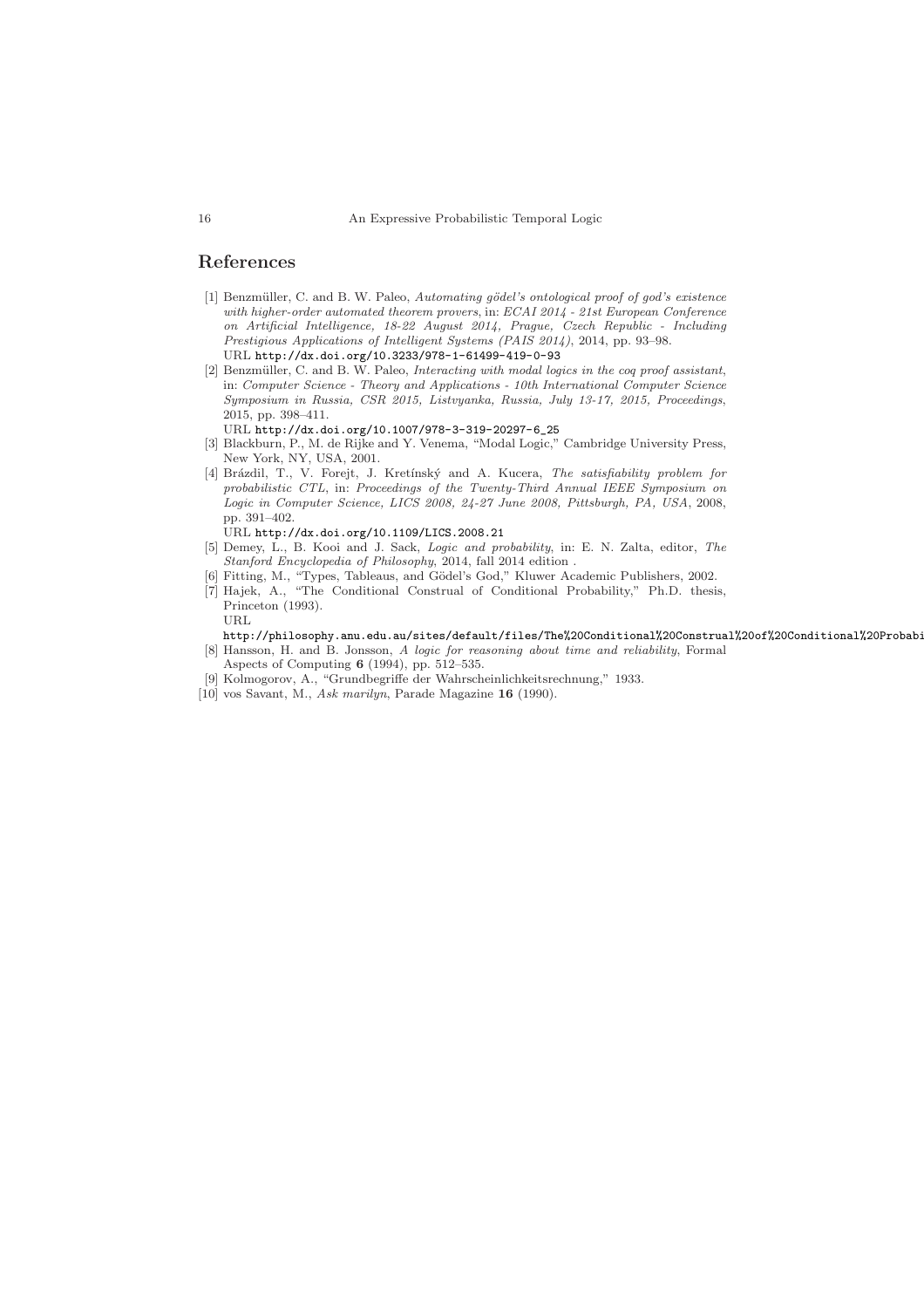## References

[1] Benzmüller, C. and B. W. Paleo, *Automating gödel's ontological proof of god's existence with higher-order automated theorem provers*, in: *ECAI 2014 - 21st European Conference on Artificial Intelligence, 18-22 August 2014, Prague, Czech Republic - Including Prestigious Applications of Intelligent Systems (PAIS 2014)*, 2014, pp. 93–98.
URL `http://dx.doi.org/10.3233/978-1-61499-419-0-93`

[2] Benzmüller, C. and B. W. Paleo, *Interacting with modal logics in the coq proof assistant*, in: *Computer Science - Theory and Applications - 10th International Computer Science Symposium in Russia, CSR 2015, Listvyanka, Russia, July 13-17, 2015, Proceedings*, 2015, pp. 398–411.
URL `http://dx.doi.org/10.1007/978-3-319-20297-6_25`

[3] Blackburn, P., M. de Rijke and Y. Venema, "Modal Logic," Cambridge University Press, New York, NY, USA, 2001.

[4] Brázdil, T., V. Forejt, J. Kretínský and A. Kucera, *The satisfiability problem for probabilistic CTL*, in: *Proceedings of the Twenty-Third Annual IEEE Symposium on Logic in Computer Science, LICS 2008, 24-27 June 2008, Pittsburgh, PA, USA*, 2008, pp. 391–402.
URL `http://dx.doi.org/10.1109/LICS.2008.21`

[5] Demey, L., B. Kooi and J. Sack, *Logic and probability*, in: E. N. Zalta, editor, *The Stanford Encyclopedia of Philosophy*, 2014, fall 2014 edition .

[6] Fitting, M., "Types, Tableaus, and Gödel's God," Kluwer Academic Publishers, 2002.

[7] Hajek, A., "The Conditional Construal of Conditional Probability," Ph.D. thesis, Princeton (1993).
URL
`http://philosophy.anu.edu.au/sites/default/files/The%20Conditional%20Construal%20of%20Conditional%20Probabi`

[8] Hansson, H. and B. Jonsson, *A logic for reasoning about time and reliability*, Formal Aspects of Computing **6** (1994), pp. 512–535.

[9] Kolmogorov, A., "Grundbegriffe der Wahrscheinlichkeitsrechnung," 1933.

[10] vos Savant, M., *Ask marilyn*, Parade Magazine **16** (1990).